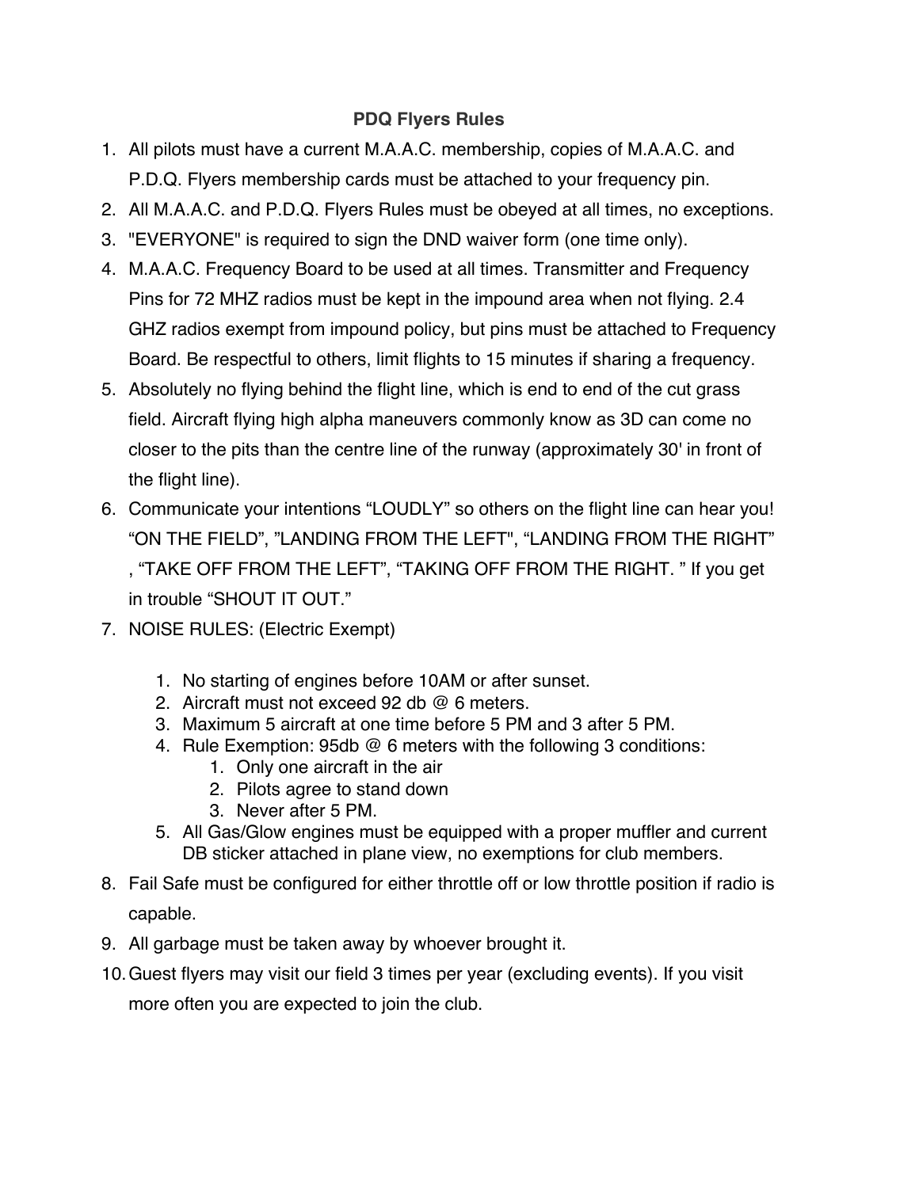# PDQ Flyers Rules

1. All pilots must have a current M.A.A.C. membership, copies of M.A.A.C. and P.D.Q. Flyers membership cards must be attached to your frequency pin.
2. All M.A.A.C. and P.D.Q. Flyers Rules must be obeyed at all times, no exceptions.
3. "EVERYONE" is required to sign the DND waiver form (one time only).
4. M.A.A.C. Frequency Board to be used at all times. Transmitter and Frequency Pins for 72 MHZ radios must be kept in the impound area when not flying. 2.4 GHZ radios exempt from impound policy, but pins must be attached to Frequency Board. Be respectful to others, limit flights to 15 minutes if sharing a frequency.
5. Absolutely no flying behind the flight line, which is end to end of the cut grass field. Aircraft flying high alpha maneuvers commonly know as 3D can come no closer to the pits than the centre line of the runway (approximately 30' in front of the flight line).
6. Communicate your intentions “LOUDLY” so others on the flight line can hear you! “ON THE FIELD”, ”LANDING FROM THE LEFT", “LANDING FROM THE RIGHT” , “TAKE OFF FROM THE LEFT”, “TAKING OFF FROM THE RIGHT. ” If you get in trouble “SHOUT IT OUT.”
7. NOISE RULES: (Electric Exempt)
    1. No starting of engines before 10AM or after sunset.
    2. Aircraft must not exceed 92 db @ 6 meters.
    3. Maximum 5 aircraft at one time before 5 PM and 3 after 5 PM.
    4. Rule Exemption: 95db @ 6 meters with the following 3 conditions:
        1. Only one aircraft in the air
        2. Pilots agree to stand down
        3. Never after 5 PM.
    5. All Gas/Glow engines must be equipped with a proper muffler and current DB sticker attached in plane view, no exemptions for club members.
8. Fail Safe must be configured for either throttle off or low throttle position if radio is capable.
9. All garbage must be taken away by whoever brought it.
10. Guest flyers may visit our field 3 times per year (excluding events). If you visit more often you are expected to join the club.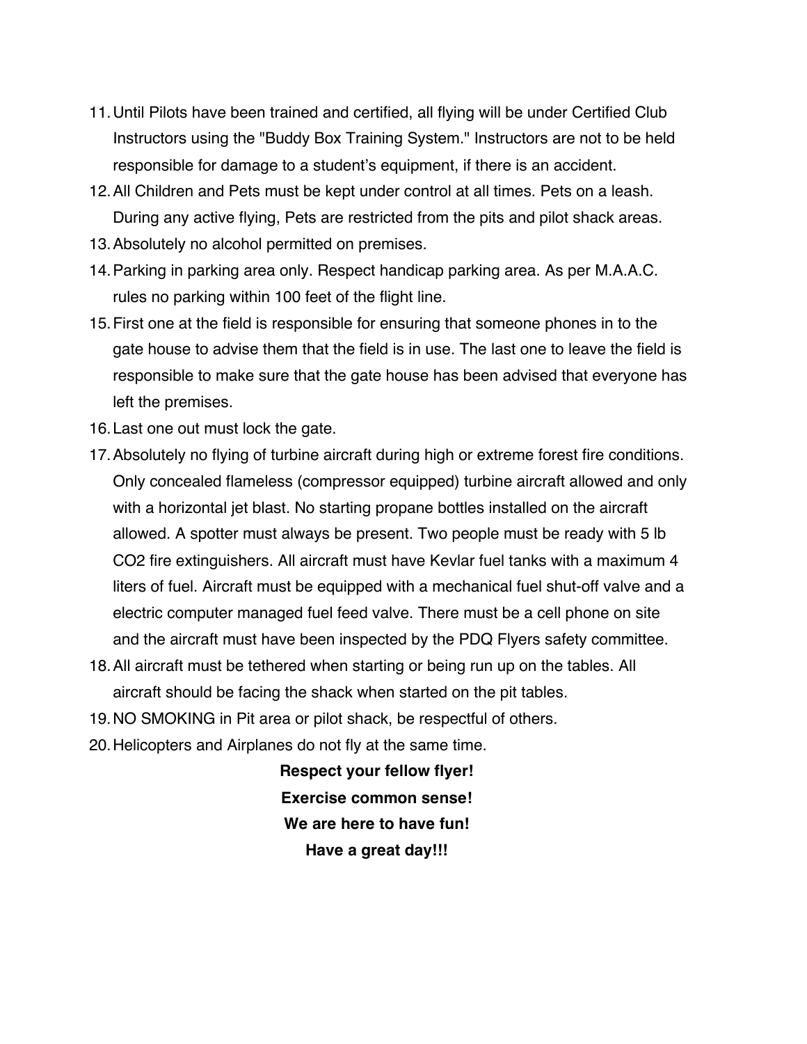11. Until Pilots have been trained and certified, all flying will be under Certified Club Instructors using the "Buddy Box Training System." Instructors are not to be held responsible for damage to a student's equipment, if there is an accident.
12. All Children and Pets must be kept under control at all times. Pets on a leash. During any active flying, Pets are restricted from the pits and pilot shack areas.
13. Absolutely no alcohol permitted on premises.
14. Parking in parking area only. Respect handicap parking area. As per M.A.A.C. rules no parking within 100 feet of the flight line.
15. First one at the field is responsible for ensuring that someone phones in to the gate house to advise them that the field is in use. The last one to leave the field is responsible to make sure that the gate house has been advised that everyone has left the premises.
16. Last one out must lock the gate.
17. Absolutely no flying of turbine aircraft during high or extreme forest fire conditions. Only concealed flameless (compressor equipped) turbine aircraft allowed and only with a horizontal jet blast. No starting propane bottles installed on the aircraft allowed. A spotter must always be present. Two people must be ready with 5 lb $CO_2$ fire extinguishers. All aircraft must have Kevlar fuel tanks with a maximum 4 liters of fuel. Aircraft must be equipped with a mechanical fuel shut-off valve and a electric computer managed fuel feed valve. There must be a cell phone on site and the aircraft must have been inspected by the PDQ Flyers safety committee.
18. All aircraft must be tethered when starting or being run up on the tables. All aircraft should be facing the shack when started on the pit tables.
19. NO SMOKING in Pit area or pilot shack, be respectful of others.
20. Helicopters and Airplanes do not fly at the same time.

**Respect your fellow flyer!**

**Exercise common sense!**

**We are here to have fun!**

**Have a great day!!!**